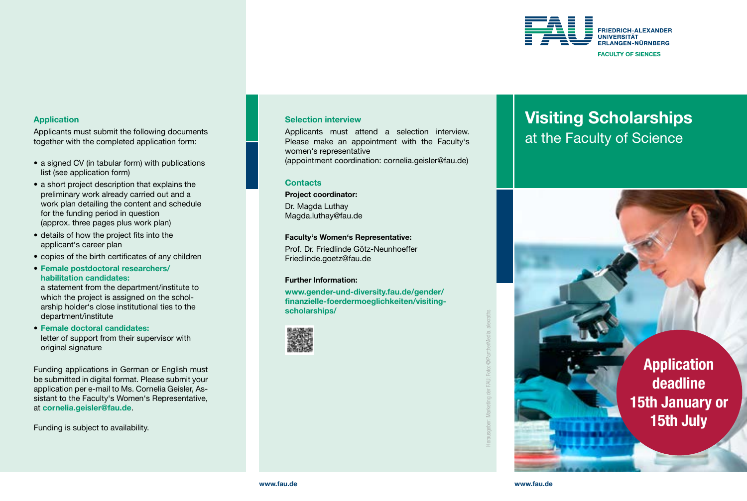FRIEDRICH-ALEXANDER
UNIVERSITÄT
ERLANGEN-NÜRNBERG

FACULTY OF SIENCES

# Visiting Scholarships

## at the Faculty of Science

**Application deadline 15th January or 15th July**

### Application

Applicants must submit the following documents together with the completed application form:

- a signed CV (in tabular form) with publications list (see application form)
- a short project description that explains the preliminary work already carried out and a work plan detailing the content and schedule for the funding period in question (approx. three pages plus work plan)
- details of how the project fits into the applicant‘s career plan
- copies of the birth certificates of any children
- **Female postdoctoral researchers/ habilitation candidates:** a statement from the department/institute to which the project is assigned on the scholarship holder‘s close institutional ties to the department/institute
- **Female doctoral candidates:** letter of support from their supervisor with original signature

Funding applications in German or English must be submitted in digital format. Please submit your application per e-mail to Ms. Cornelia Geisler, Assistant to the Faculty‘s Women‘s Representative, at **cornelia.geisler@fau.de**.

Funding is subject to availability.

### Selection interview

Applicants must attend a selection interview. Please make an appointment with the Faculty‘s women‘s representative (appointment coordination: cornelia.geisler@fau.de)

### Contacts

**Project coordinator:**
Dr. Magda Luthay
Magda.luthay@fau.de

**Faculty‘s Women‘s Representative:**
Prof. Dr. Friedlinde Götz-Neunhoeffer
Friedlinde.goetz@fau.de

**Further Information:**
**www.gender-und-diversity.fau.de/gender/finanzielle-foerdermoeglichkeiten/visiting-scholarships/**

Herausgeber: Marketing der FAU; Foto: ©PantherMedia, alexraths

www.fau.de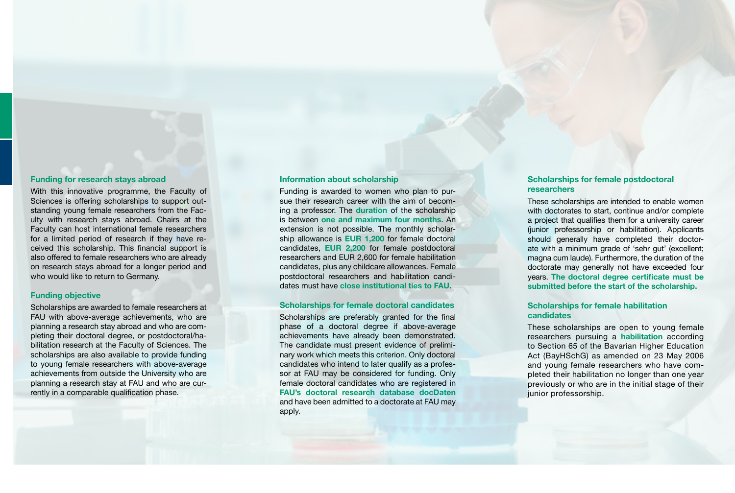## Funding for research stays abroad

With this innovative programme, the Faculty of Sciences is offering scholarships to support outstanding young female researchers from the Faculty with research stays abroad. Chairs at the Faculty can host international female researchers for a limited period of research if they have received this scholarship. This financial support is also offered to female researchers who are already on research stays abroad for a longer period and who would like to return to Germany.

## Funding objective

Scholarships are awarded to female researchers at FAU with above-average achievements, who are planning a research stay abroad and who are completing their doctoral degree, or postdoctoral/habilitation research at the Faculty of Sciences. The scholarships are also available to provide funding to young female researchers with above-average achievements from outside the University who are planning a research stay at FAU and who are currently in a comparable qualification phase.

## Information about scholarship

Funding is awarded to women who plan to pursue their research career with the aim of becoming a professor. The **duration** of the scholarship is between **one and maximum four months**. An extension is not possible. The monthly scholarship allowance is **EUR 1,200** for female doctoral candidates, **EUR 2,200** for female postdoctoral researchers and EUR 2,600 for female habilitation candidates, plus any childcare allowances. Female postdoctoral researchers and habilitation candidates must have **close institutional ties to FAU**.

## Scholarships for female doctoral candidates

Scholarships are preferably granted for the final phase of a doctoral degree if above-average achievements have already been demonstrated. The candidate must present evidence of preliminary work which meets this criterion. Only doctoral candidates who intend to later qualify as a professor at FAU may be considered for funding. Only female doctoral candidates who are registered in **FAU's doctoral research database docDaten** and have been admitted to a doctorate at FAU may apply.

## Scholarships for female postdoctoral researchers

These scholarships are intended to enable women with doctorates to start, continue and/or complete a project that qualifies them for a university career (junior professorship or habilitation). Applicants should generally have completed their doctorate with a minimum grade of 'sehr gut' (excellent; magna cum laude). Furthermore, the duration of the doctorate may generally not have exceeded four years. **The doctoral degree certificate must be submitted before the start of the scholarship.**

## Scholarships for female habilitation candidates

These scholarships are open to young female researchers pursuing a **habilitation** according to Section 65 of the Bavarian Higher Education Act (BayHSchG) as amended on 23 May 2006 and young female researchers who have completed their habilitation no longer than one year previously or who are in the initial stage of their junior professorship.